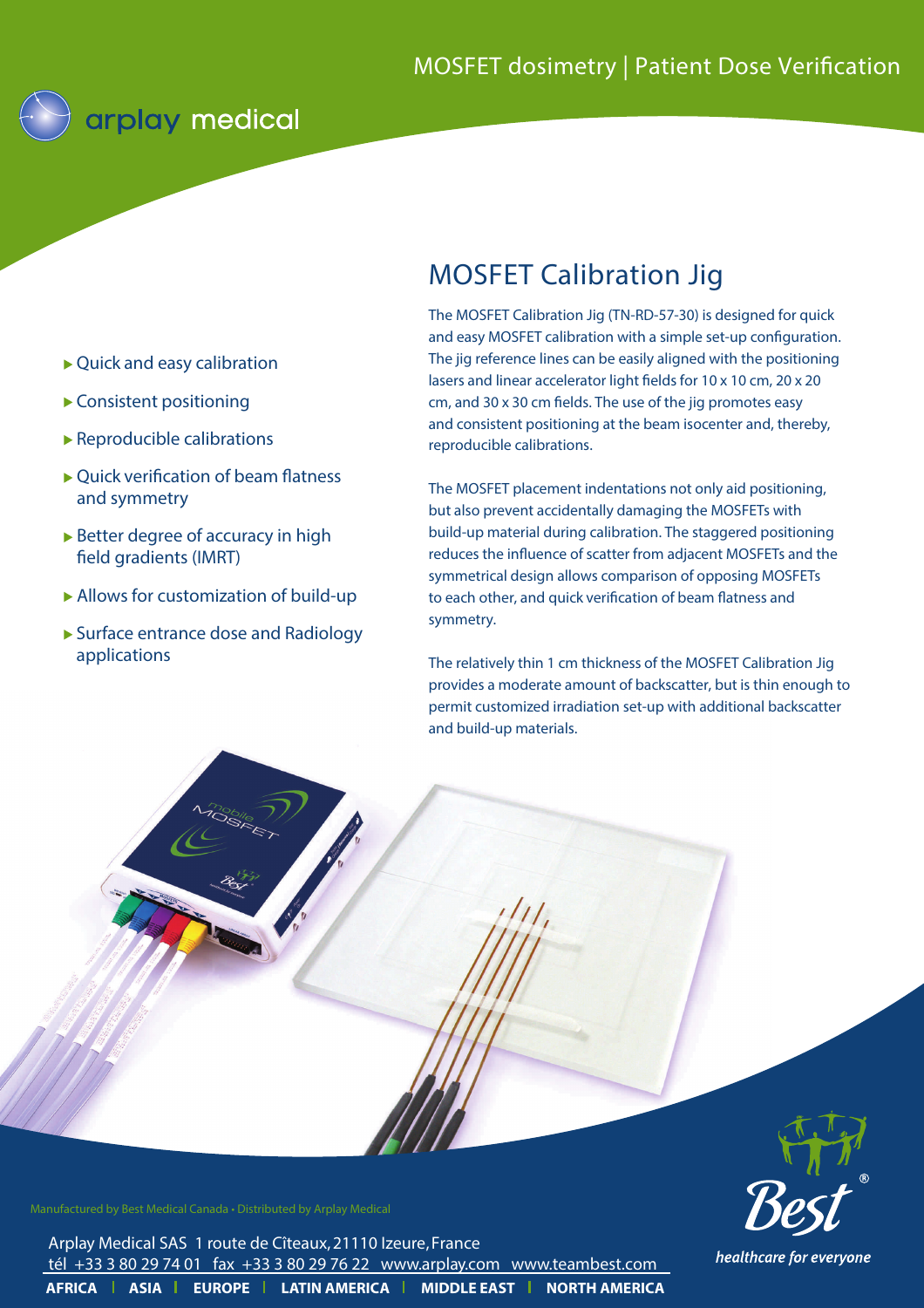MOSFET dosimetry | Patient Dose Verification

arplay medical

# MOSFET Calibration Jig

- Quick and easy calibration
- Consistent positioning
- Reproducible calibrations
- Quick verification of beam flatness and symmetry
- Better degree of accuracy in high field gradients (IMRT)
- Allows for customization of build-up
- Surface entrance dose and Radiology applications

The MOSFET Calibration Jig (TN-RD-57-30) is designed for quick and easy MOSFET calibration with a simple set-up configuration. The jig reference lines can be easily aligned with the positioning lasers and linear accelerator light fields for 10 x 10 cm, 20 x 20 cm, and 30 x 30 cm fields. The use of the jig promotes easy and consistent positioning at the beam isocenter and, thereby, reproducible calibrations.

The MOSFET placement indentations not only aid positioning, but also prevent accidentally damaging the MOSFETs with build-up material during calibration. The staggered positioning reduces the influence of scatter from adjacent MOSFETs and the symmetrical design allows comparison of opposing MOSFETs to each other, and quick verification of beam flatness and symmetry.

The relatively thin 1 cm thickness of the MOSFET Calibration Jig provides a moderate amount of backscatter, but is thin enough to permit customized irradiation set-up with additional backscatter and build-up materials.

Manufactured by Best Medical Canada • Distributed by Arplay Medical

Arplay Medical SAS 1 route de Cîteaux, 21110 Izeure, France
tél +33 3 80 29 74 01 fax +33 3 80 29 76 22 www.arplay.com www.teambest.com

**AFRICA | ASIA | EUROPE | LATIN AMERICA | MIDDLE EAST | NORTH AMERICA**

Best®
*healthcare for everyone*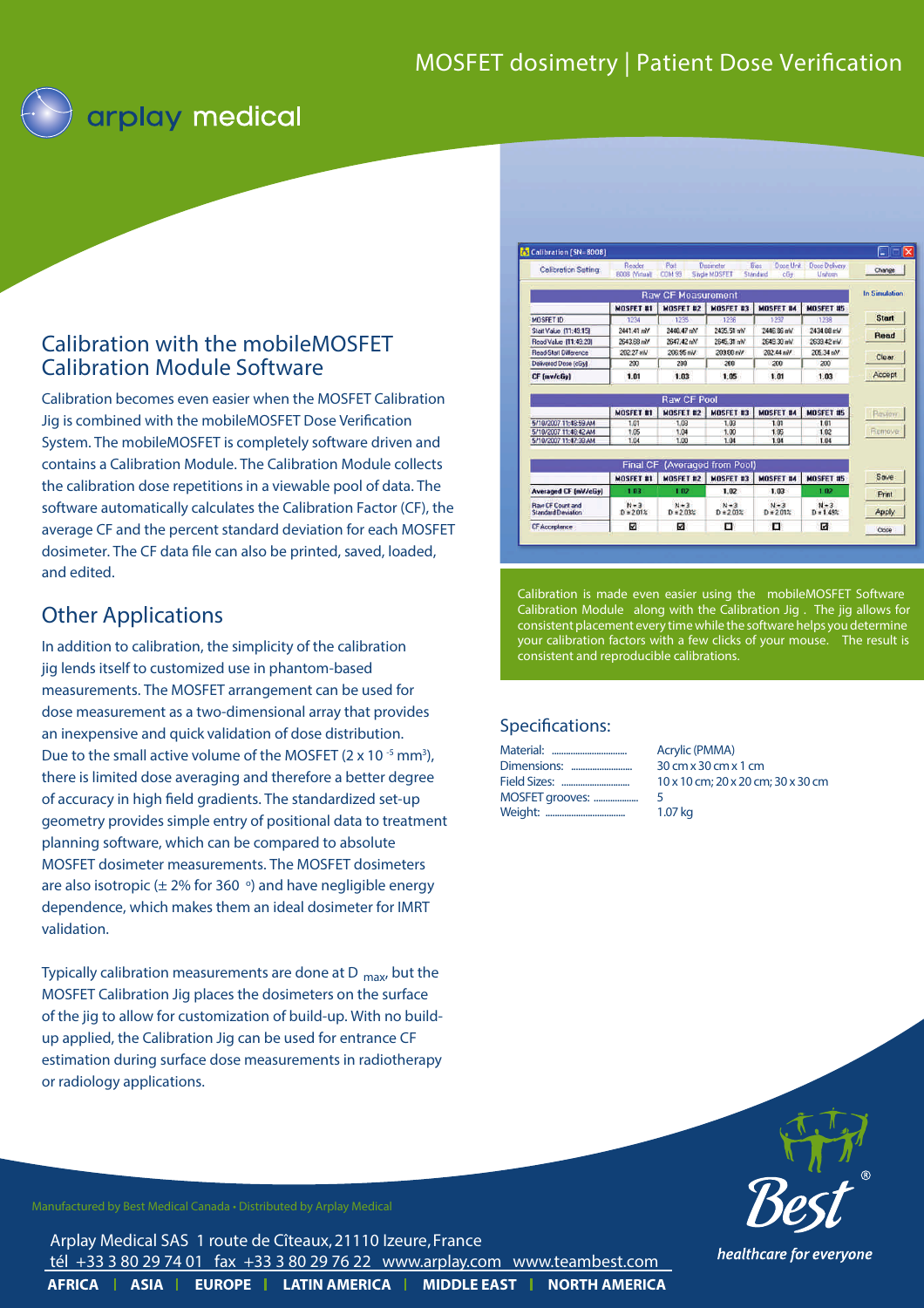MOSFET dosimetry | Patient Dose Verification

arplay medical

## Calibration with the mobileMOSFET Calibration Module Software

Calibration becomes even easier when the MOSFET Calibration Jig is combined with the mobileMOSFET Dose Verification System. The mobileMOSFET is completely software driven and contains a Calibration Module. The Calibration Module collects the calibration dose repetitions in a viewable pool of data. The software automatically calculates the Calibration Factor (CF), the average CF and the percent standard deviation for each MOSFET dosimeter. The CF data file can also be printed, saved, loaded, and edited.

## Other Applications

In addition to calibration, the simplicity of the calibration jig lends itself to customized use in phantom-based measurements. The MOSFET arrangement can be used for dose measurement as a two-dimensional array that provides an inexpensive and quick validation of dose distribution. Due to the small active volume of the MOSFET ($2 \times 10^{-5}$ $mm^3$), there is limited dose averaging and therefore a better degree of accuracy in high field gradients. The standardized set-up geometry provides simple entry of positional data to treatment planning software, which can be compared to absolute MOSFET dosimeter measurements. The MOSFET dosimeters are also isotropic (± 2% for 360 °) and have negligible energy dependence, which makes them an ideal dosimeter for IMRT validation.

Typically calibration measurements are done at $D_{max}$, but the MOSFET Calibration Jig places the dosimeters on the surface of the jig to allow for customization of build-up. With no build-up applied, the Calibration Jig can be used for entrance CF estimation during surface dose measurements in radiotherapy or radiology applications.

Calibration is made even easier using the mobileMOSFET Software Calibration Module along with the Calibration Jig. The jig allows for consistent placement every time while the software helps you determine your calibration factors with a few clicks of your mouse. The result is consistent and reproducible calibrations.

## Specifications:

| | |
|---|---|
| Material: | Acrylic (PMMA) |
| Dimensions: | 30 cm x 30 cm x 1 cm |
| Field Sizes: | 10 x 10 cm; 20 x 20 cm; 30 x 30 cm |
| MOSFET grooves: | 5 |
| Weight: | 1.07 kg |

Manufactured by Best Medical Canada • Distributed by Arplay Medical

Arplay Medical SAS 1 route de Cîteaux, 21110 Izeure, France
tél +33 3 80 29 74 01 fax +33 3 80 29 76 22 www.arplay.com www.teambest.com

AFRICA | ASIA | EUROPE | LATIN AMERICA | MIDDLE EAST | NORTH AMERICA

Best® healthcare for everyone